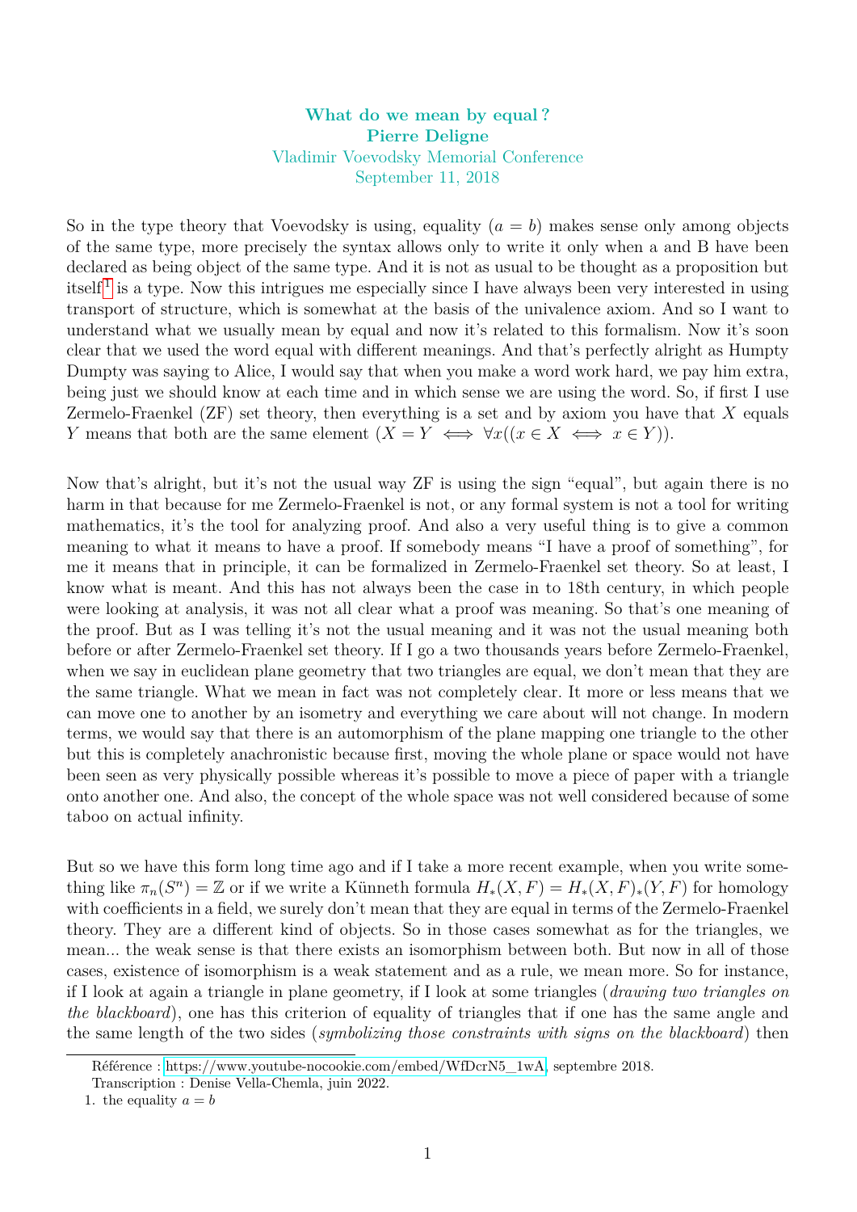**What do we mean by equal ?**
**Pierre Deligne**
Vladimir Voevodsky Memorial Conference
September 11, 2018

So in the type theory that Voevodsky is using, equality ($a = b$) makes sense only among objects of the same type, more precisely the syntax allows only to write it only when a and B have been declared as being object of the same type. And it is not as usual to be thought as a proposition but itself[1] is a type. Now this intrigues me especially since I have always been very interested in using transport of structure, which is somewhat at the basis of the univalence axiom. And so I want to understand what we usually mean by equal and now it's related to this formalism. Now it's soon clear that we used the word equal with different meanings. And that's perfectly alright as Humpty Dumpty was saying to Alice, I would say that when you make a word work hard, we pay him extra, being just we should know at each time and in which sense we are using the word. So, if first I use Zermelo-Fraenkel (ZF) set theory, then everything is a set and by axiom you have that $X$ equals $Y$ means that both are the same element ($X = Y \iff \forall x((x \in X \iff x \in Y))$.

Now that's alright, but it's not the usual way ZF is using the sign "equal", but again there is no harm in that because for me Zermelo-Fraenkel is not, or any formal system is not a tool for writing mathematics, it's the tool for analyzing proof. And also a very useful thing is to give a common meaning to what it means to have a proof. If somebody means "I have a proof of something", for me it means that in principle, it can be formalized in Zermelo-Fraenkel set theory. So at least, I know what is meant. And this has not always been the case in to 18th century, in which people were looking at analysis, it was not all clear what a proof was meaning. So that's one meaning of the proof. But as I was telling it's not the usual meaning and it was not the usual meaning both before or after Zermelo-Fraenkel set theory. If I go a two thousands years before Zermelo-Fraenkel, when we say in euclidean plane geometry that two triangles are equal, we don't mean that they are the same triangle. What we mean in fact was not completely clear. It more or less means that we can move one to another by an isometry and everything we care about will not change. In modern terms, we would say that there is an automorphism of the plane mapping one triangle to the other but this is completely anachronistic because first, moving the whole plane or space would not have been seen as very physically possible whereas it's possible to move a piece of paper with a triangle onto another one. And also, the concept of the whole space was not well considered because of some taboo on actual infinity.

But so we have this form long time ago and if I take a more recent example, when you write something like $\pi_n(S^n) = \mathbb{Z}$ or if we write a Künneth formula $H_*(X, F) = H_*(X, F)_*(Y, F)$ for homology with coefficients in a field, we surely don't mean that they are equal in terms of the Zermelo-Fraenkel theory. They are a different kind of objects. So in those cases somewhat as for the triangles, we mean... the weak sense is that there exists an isomorphism between both. But now in all of those cases, existence of isomorphism is a weak statement and as a rule, we mean more. So for instance, if I look at again a triangle in plane geometry, if I look at some triangles (*drawing two triangles on the blackboard*), one has this criterion of equality of triangles that if one has the same angle and the same length of the two sides (*symbolizing those constraints with signs on the blackboard*) then

Référence : https://www.youtube-nocookie.com/embed/WfDcrN5_1wA, septembre 2018.
Transcription : Denise Vella-Chemla, juin 2022.

1. the equality $a = b$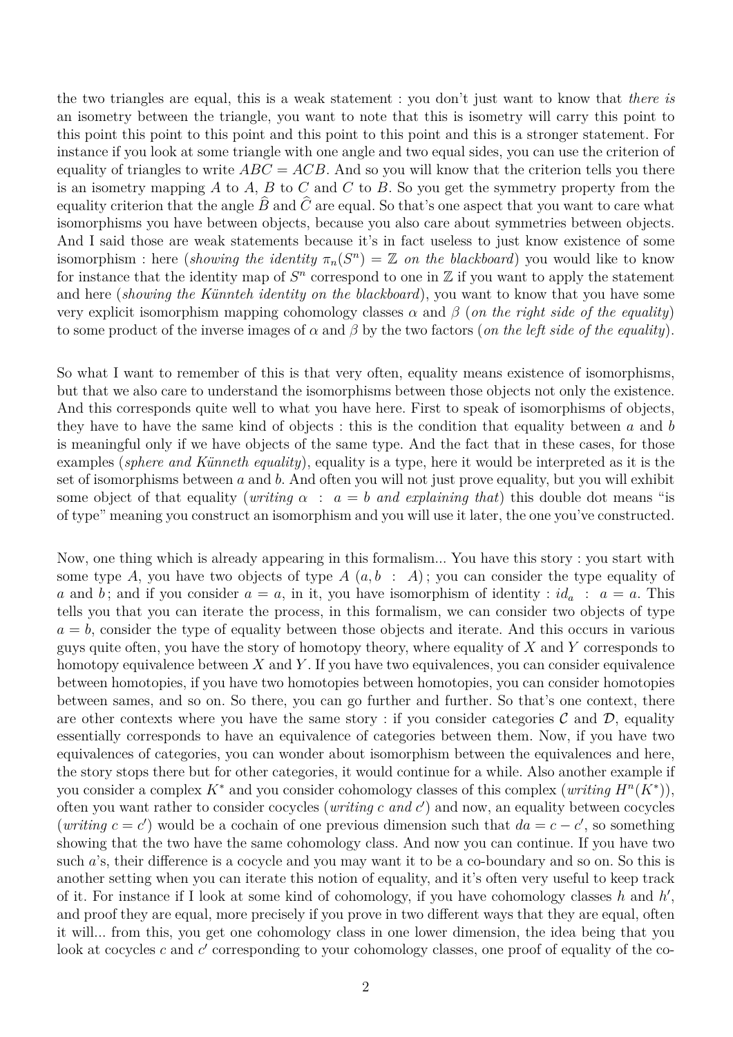the two triangles are equal, this is a weak statement : you don't just want to know that *there is* an isometry between the triangle, you want to note that this is isometry will carry this point to this point this point to this point and this point to this point and this is a stronger statement. For instance if you look at some triangle with one angle and two equal sides, you can use the criterion of equality of triangles to write $ABC = ACB$. And so you will know that the criterion tells you there is an isometry mapping $A$ to $A$, $B$ to $C$ and $C$ to $B$. So you get the symmetry property from the equality criterion that the angle $\widehat{B}$ and $\widehat{C}$ are equal. So that's one aspect that you want to care what isomorphisms you have between objects, because you also care about symmetries between objects. And I said those are weak statements because it's in fact useless to just know existence of some isomorphism : here (*showing the identity* $\pi_n(S^n) = \mathbb{Z}$ *on the blackboard*) you would like to know for instance that the identity map of $S^n$ correspond to one in $\mathbb{Z}$ if you want to apply the statement and here (*showing the Künnteh identity on the blackboard*), you want to know that you have some very explicit isomorphism mapping cohomology classes $\alpha$ and $\beta$ (*on the right side of the equality*) to some product of the inverse images of $\alpha$ and $\beta$ by the two factors (*on the left side of the equality*).

So what I want to remember of this is that very often, equality means existence of isomorphisms, but that we also care to understand the isomorphisms between those objects not only the existence. And this corresponds quite well to what you have here. First to speak of isomorphisms of objects, they have to have the same kind of objects : this is the condition that equality between $a$ and $b$ is meaningful only if we have objects of the same type. And the fact that in these cases, for those examples (*sphere and Künneth equality*), equality is a type, here it would be interpreted as it is the set of isomorphisms between $a$ and $b$. And often you will not just prove equality, but you will exhibit some object of that equality (*writing* $\alpha \; : \; a = b$ *and explaining that*) this double dot means "is of type" meaning you construct an isomorphism and you will use it later, the one you've constructed.

Now, one thing which is already appearing in this formalism... You have this story : you start with some type $A$, you have two objects of type $A$ $(a, b \; : \; A)$ ; you can consider the type equality of $a$ and $b$ ; and if you consider $a = a$, in it, you have isomorphism of identity : $id_a \; : \; a = a$. This tells you that you can iterate the process, in this formalism, we can consider two objects of type $a = b$, consider the type of equality between those objects and iterate. And this occurs in various guys quite often, you have the story of homotopy theory, where equality of $X$ and $Y$ corresponds to homotopy equivalence between $X$ and $Y$. If you have two equivalences, you can consider equivalence between homotopies, if you have two homotopies between homotopies, you can consider homotopies between sames, and so on. So there, you can go further and further. So that's one context, there are other contexts where you have the same story : if you consider categories $\mathcal{C}$ and $\mathcal{D}$, equality essentially corresponds to have an equivalence of categories between them. Now, if you have two equivalences of categories, you can wonder about isomorphism between the equivalences and here, the story stops there but for other categories, it would continue for a while. Also another example if you consider a complex $K^*$ and you consider cohomology classes of this complex (*writing* $H^n(K^*)$), often you want rather to consider cocycles (*writing* $c$ *and* $c'$) and now, an equality between cocycles (*writing* $c = c'$) would be a cochain of one previous dimension such that $da = c - c'$, so something showing that the two have the same cohomology class. And now you can continue. If you have two such $a$'s, their difference is a cocycle and you may want it to be a co-boundary and so on. So this is another setting when you can iterate this notion of equality, and it's often very useful to keep track of it. For instance if I look at some kind of cohomology, if you have cohomology classes $h$ and $h'$, and proof they are equal, more precisely if you prove in two different ways that they are equal, often it will... from this, you get one cohomology class in one lower dimension, the idea being that you look at cocycles $c$ and $c'$ corresponding to your cohomology classes, one proof of equality of the co-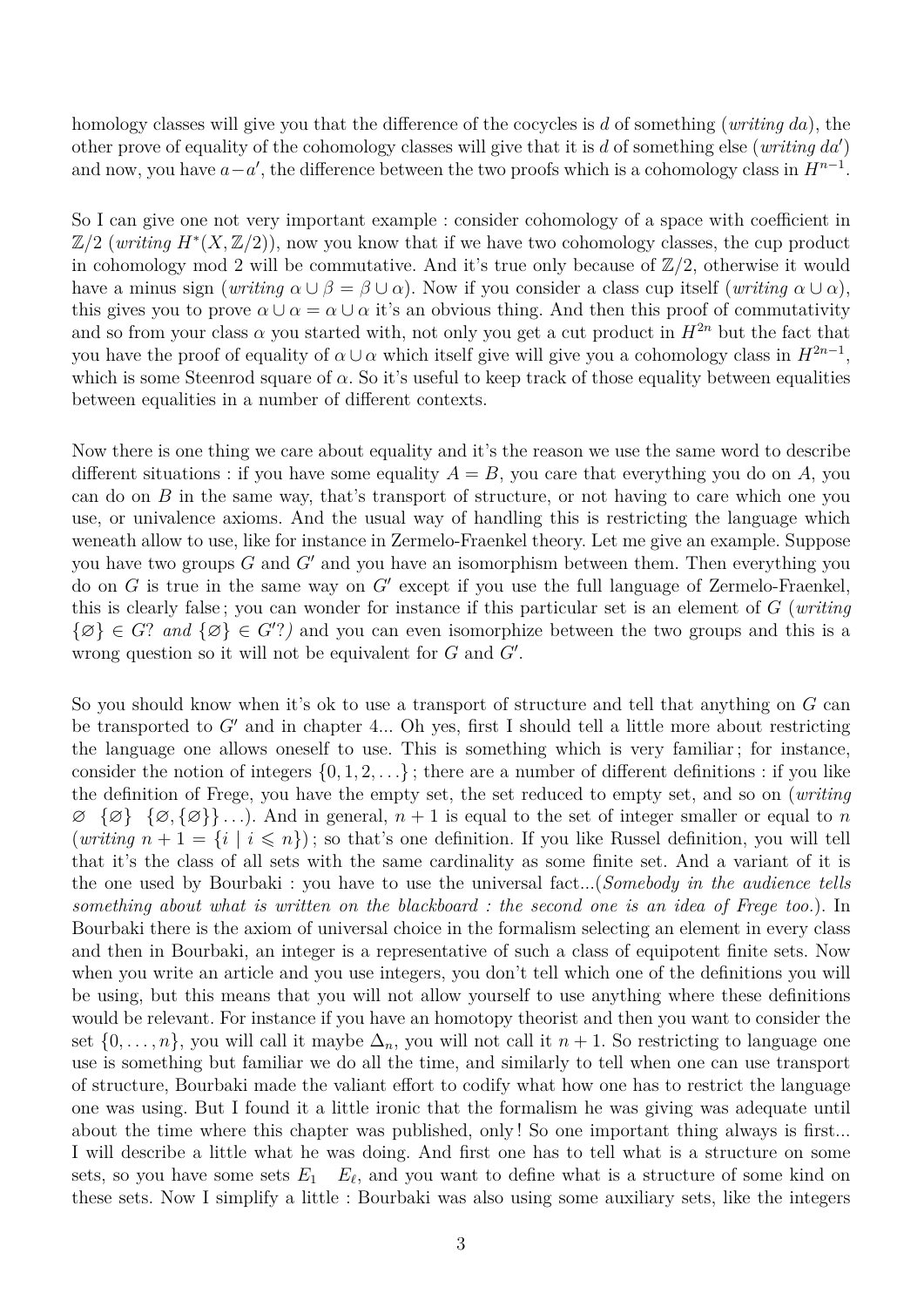homology classes will give you that the difference of the cocycles is $d$ of something (*writing* $da$), the other prove of equality of the cohomology classes will give that it is $d$ of something else (*writing* $da'$) and now, you have $a-a'$, the difference between the two proofs which is a cohomology class in $H^{n-1}$.

So I can give one not very important example : consider cohomology of a space with coefficient in $\mathbb{Z}/2$ (*writing* $H^*(X, \mathbb{Z}/2)$), now you know that if we have two cohomology classes, the cup product in cohomology mod 2 will be commutative. And it's true only because of $\mathbb{Z}/2$, otherwise it would have a minus sign (*writing* $\alpha \cup \beta = \beta \cup \alpha$). Now if you consider a class cup itself (*writing* $\alpha \cup \alpha$), this gives you to prove $\alpha \cup \alpha = \alpha \cup \alpha$ it's an obvious thing. And then this proof of commutativity and so from your class $\alpha$ you started with, not only you get a cut product in $H^{2n}$ but the fact that you have the proof of equality of $\alpha \cup \alpha$ which itself give will give you a cohomology class in $H^{2n-1}$, which is some Steenrod square of $\alpha$. So it's useful to keep track of those equality between equalities between equalities in a number of different contexts.

Now there is one thing we care about equality and it's the reason we use the same word to describe different situations : if you have some equality $A = B$, you care that everything you do on $A$, you can do on $B$ in the same way, that's transport of structure, or not having to care which one you use, or univalence axioms. And the usual way of handling this is restricting the language which weneath allow to use, like for instance in Zermelo-Fraenkel theory. Let me give an example. Suppose you have two groups $G$ and $G'$ and you have an isomorphism between them. Then everything you do on $G$ is true in the same way on $G'$ except if you use the full language of Zermelo-Fraenkel, this is clearly false ; you can wonder for instance if this particular set is an element of $G$ (*writing* $\{\varnothing\} \in G$? *and* $\{\varnothing\} \in G'$?*)* and you can even isomorphize between the two groups and this is a wrong question so it will not be equivalent for $G$ and $G'$.

So you should know when it's ok to use a transport of structure and tell that anything on $G$ can be transported to $G'$ and in chapter 4... Oh yes, first I should tell a little more about restricting the language one allows oneself to use. This is something which is very familiar ; for instance, consider the notion of integers $\{0, 1, 2, \ldots\}$ ; there are a number of different definitions : if you like the definition of Frege, you have the empty set, the set reduced to empty set, and so on (*writing* $\varnothing \quad \{\varnothing\} \quad \{\varnothing, \{\varnothing\}\} \ldots$). And in general, $n+1$ is equal to the set of integer smaller or equal to $n$ (*writing* $n + 1 = \{i \mid i \leqslant n\}$) ; so that's one definition. If you like Russel definition, you will tell that it's the class of all sets with the same cardinality as some finite set. And a variant of it is the one used by Bourbaki : you have to use the universal fact...(*Somebody in the audience tells something about what is written on the blackboard : the second one is an idea of Frege too.*). In Bourbaki there is the axiom of universal choice in the formalism selecting an element in every class and then in Bourbaki, an integer is a representative of such a class of equipotent finite sets. Now when you write an article and you use integers, you don't tell which one of the definitions you will be using, but this means that you will not allow yourself to use anything where these definitions would be relevant. For instance if you have an homotopy theorist and then you want to consider the set $\{0, \ldots, n\}$, you will call it maybe $\Delta_n$, you will not call it $n+1$. So restricting to language one use is something but familiar we do all the time, and similarly to tell when one can use transport of structure, Bourbaki made the valiant effort to codify what how one has to restrict the language one was using. But I found it a little ironic that the formalism he was giving was adequate until about the time where this chapter was published, only ! So one important thing always is first... I will describe a little what he was doing. And first one has to tell what is a structure on some sets, so you have some sets $E_1 \quad E_\ell$, and you want to define what is a structure of some kind on these sets. Now I simplify a little : Bourbaki was also using some auxiliary sets, like the integers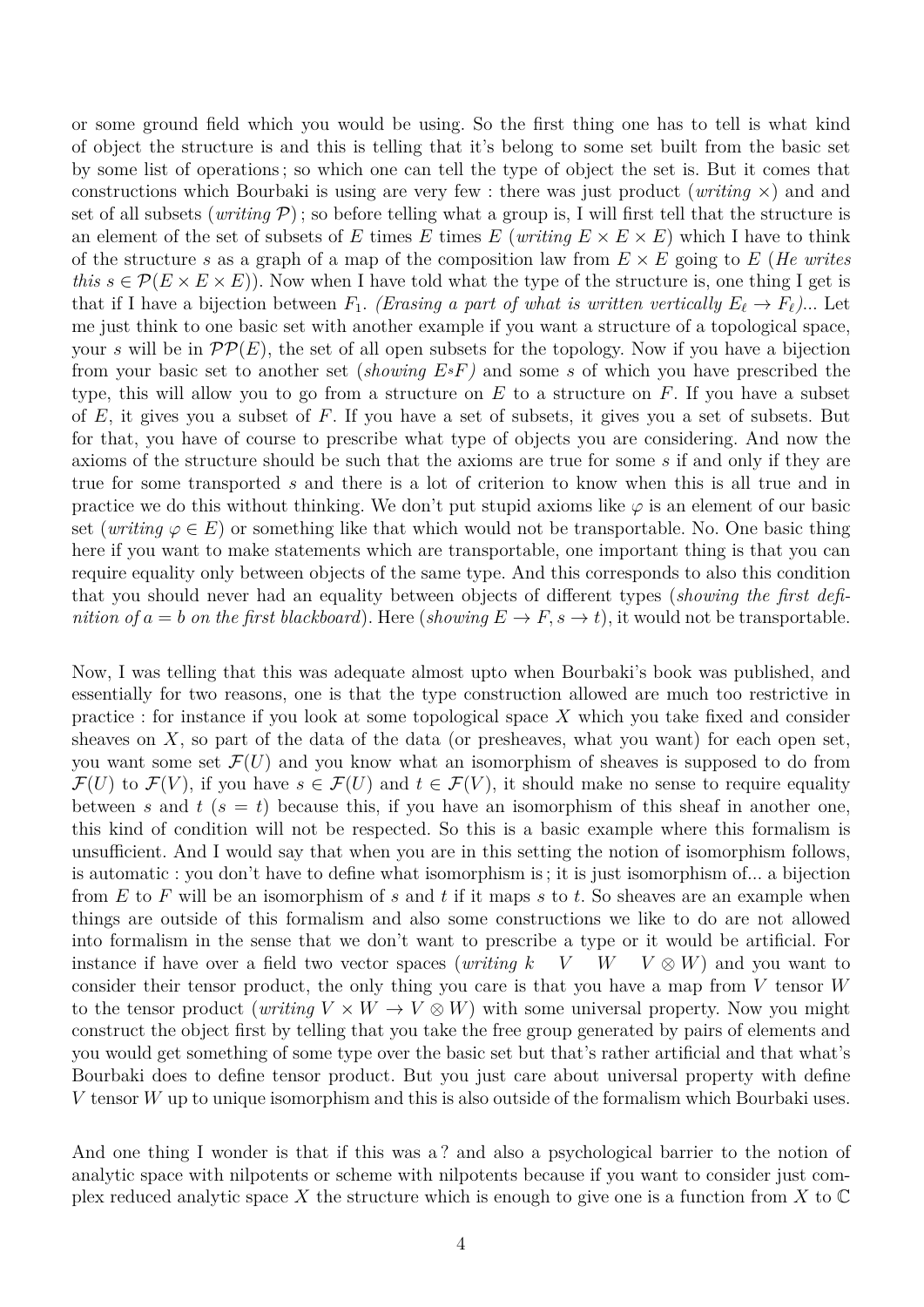or some ground field which you would be using. So the first thing one has to tell is what kind of object the structure is and this is telling that it's belong to some set built from the basic set by some list of operations ; so which one can tell the type of object the set is. But it comes that constructions which Bourbaki is using are very few : there was just product (*writing* $\times$) and and set of all subsets (*writing* $\mathcal{P}$) ; so before telling what a group is, I will first tell that the structure is an element of the set of subsets of $E$ times $E$ times $E$ (*writing* $E \times E \times E$) which I have to think of the structure $s$ as a graph of a map of the composition law from $E \times E$ going to $E$ (*He writes this* $s \in \mathcal{P}(E \times E \times E)$). Now when I have told what the type of the structure is, one thing I get is that if I have a bijection between $F_1$. *(Erasing a part of what is written vertically $E_\ell \to F_\ell$)*... Let me just think to one basic set with another example if you want a structure of a topological space, your $s$ will be in $\mathcal{PP}(E)$, the set of all open subsets for the topology. Now if you have a bijection from your basic set to another set (*showing* $E^s F$) and some $s$ of which you have prescribed the type, this will allow you to go from a structure on $E$ to a structure on $F$. If you have a subset of $E$, it gives you a subset of $F$. If you have a set of subsets, it gives you a set of subsets. But for that, you have of course to prescribe what type of objects you are considering. And now the axioms of the structure should be such that the axioms are true for some $s$ if and only if they are true for some transported $s$ and there is a lot of criterion to know when this is all true and in practice we do this without thinking. We don't put stupid axioms like $\varphi$ is an element of our basic set (*writing* $\varphi \in E$) or something like that which would not be transportable. No. One basic thing here if you want to make statements which are transportable, one important thing is that you can require equality only between objects of the same type. And this corresponds to also this condition that you should never had an equality between objects of different types (*showing the first definition of $a = b$ on the first blackboard*). Here (*showing* $E \to F, s \to t$), it would not be transportable.

Now, I was telling that this was adequate almost upto when Bourbaki's book was published, and essentially for two reasons, one is that the type construction allowed are much too restrictive in practice : for instance if you look at some topological space $X$ which you take fixed and consider sheaves on $X$, so part of the data of the data (or presheaves, what you want) for each open set, you want some set $\mathcal{F}(U)$ and you know what an isomorphism of sheaves is supposed to do from $\mathcal{F}(U)$ to $\mathcal{F}(V)$, if you have $s \in \mathcal{F}(U)$ and $t \in \mathcal{F}(V)$, it should make no sense to require equality between $s$ and $t$ ($s = t$) because this, if you have an isomorphism of this sheaf in another one, this kind of condition will not be respected. So this is a basic example where this formalism is unsufficient. And I would say that when you are in this setting the notion of isomorphism follows, is automatic : you don't have to define what isomorphism is ; it is just isomorphism of... a bijection from $E$ to $F$ will be an isomorphism of $s$ and $t$ if it maps $s$ to $t$. So sheaves are an example when things are outside of this formalism and also some constructions we like to do are not allowed into formalism in the sense that we don't want to prescribe a type or it would be artificial. For instance if have over a field two vector spaces (*writing* $k \quad V \quad W \quad V \otimes W$) and you want to consider their tensor product, the only thing you care is that you have a map from $V$ tensor $W$ to the tensor product (*writing* $V \times W \to V \otimes W$) with some universal property. Now you might construct the object first by telling that you take the free group generated by pairs of elements and you would get something of some type over the basic set but that's rather artificial and that what's Bourbaki does to define tensor product. But you just care about universal property with define $V$ tensor $W$ up to unique isomorphism and this is also outside of the formalism which Bourbaki uses.

And one thing I wonder is that if this was a ? and also a psychological barrier to the notion of analytic space with nilpotents or scheme with nilpotents because if you want to consider just complex reduced analytic space $X$ the structure which is enough to give one is a function from $X$ to $\mathbb{C}$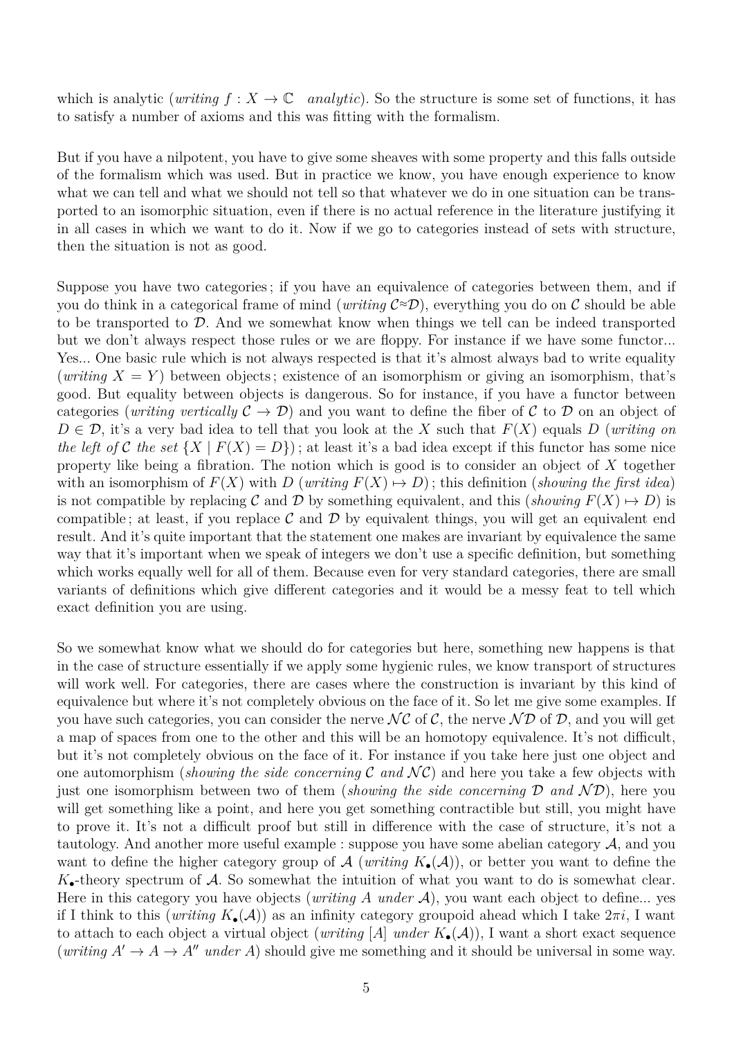which is analytic (*writing* $f : X \to \mathbb{C}$ *analytic*). So the structure is some set of functions, it has to satisfy a number of axioms and this was fitting with the formalism.

But if you have a nilpotent, you have to give some sheaves with some property and this falls outside of the formalism which was used. But in practice we know, you have enough experience to know what we can tell and what we should not tell so that whatever we do in one situation can be transported to an isomorphic situation, even if there is no actual reference in the literature justifying it in all cases in which we want to do it. Now if we go to categories instead of sets with structure, then the situation is not as good.

Suppose you have two categories ; if you have an equivalence of categories between them, and if you do think in a categorical frame of mind (*writing* $\mathcal{C} \approx \mathcal{D}$), everything you do on $\mathcal{C}$ should be able to be transported to $\mathcal{D}$. And we somewhat know when things we tell can be indeed transported but we don't always respect those rules or we are floppy. For instance if we have some functor... Yes... One basic rule which is not always respected is that it's almost always bad to write equality (*writing* $X = Y$) between objects ; existence of an isomorphism or giving an isomorphism, that's good. But equality between objects is dangerous. So for instance, if you have a functor between categories (*writing vertically* $\mathcal{C} \to \mathcal{D}$) and you want to define the fiber of $\mathcal{C}$ to $\mathcal{D}$ on an object of $D \in \mathcal{D}$, it's a very bad idea to tell that you look at the $X$ such that $F(X)$ equals $D$ (*writing on the left of* $\mathcal{C}$ *the set* $\{X \mid F(X) = D\}$) ; at least it's a bad idea except if this functor has some nice property like being a fibration. The notion which is good is to consider an object of $X$ together with an isomorphism of $F(X)$ with $D$ (*writing* $F(X) \mapsto D$) ; this definition (*showing the first idea*) is not compatible by replacing $\mathcal{C}$ and $\mathcal{D}$ by something equivalent, and this (*showing* $F(X) \mapsto D$) is compatible ; at least, if you replace $\mathcal{C}$ and $\mathcal{D}$ by equivalent things, you will get an equivalent end result. And it's quite important that the statement one makes are invariant by equivalence the same way that it's important when we speak of integers we don't use a specific definition, but something which works equally well for all of them. Because even for very standard categories, there are small variants of definitions which give different categories and it would be a messy feat to tell which exact definition you are using.

So we somewhat know what we should do for categories but here, something new happens is that in the case of structure essentially if we apply some hygienic rules, we know transport of structures will work well. For categories, there are cases where the construction is invariant by this kind of equivalence but where it's not completely obvious on the face of it. So let me give some examples. If you have such categories, you can consider the nerve $\mathcal{NC}$ of $\mathcal{C}$, the nerve $\mathcal{ND}$ of $\mathcal{D}$, and you will get a map of spaces from one to the other and this will be an homotopy equivalence. It's not difficult, but it's not completely obvious on the face of it. For instance if you take here just one object and one automorphism (*showing the side concerning* $\mathcal{C}$ *and* $\mathcal{NC}$) and here you take a few objects with just one isomorphism between two of them (*showing the side concerning* $\mathcal{D}$ *and* $\mathcal{ND}$), here you will get something like a point, and here you get something contractible but still, you might have to prove it. It's not a difficult proof but still in difference with the case of structure, it's not a tautology. And another more useful example : suppose you have some abelian category $\mathcal{A}$, and you want to define the higher category group of $\mathcal{A}$ (*writing* $K_\bullet(\mathcal{A})$), or better you want to define the $K_\bullet$-theory spectrum of $\mathcal{A}$. So somewhat the intuition of what you want to do is somewhat clear. Here in this category you have objects (*writing* $A$ *under* $\mathcal{A}$), you want each object to define... yes if I think to this (*writing* $K_\bullet(\mathcal{A})$) as an infinity category groupoid ahead which I take $2\pi i$, I want to attach to each object a virtual object (*writing* $[A]$ *under* $K_\bullet(\mathcal{A})$), I want a short exact sequence (*writing* $A' \to A \to A''$ *under* $A$) should give me something and it should be universal in some way.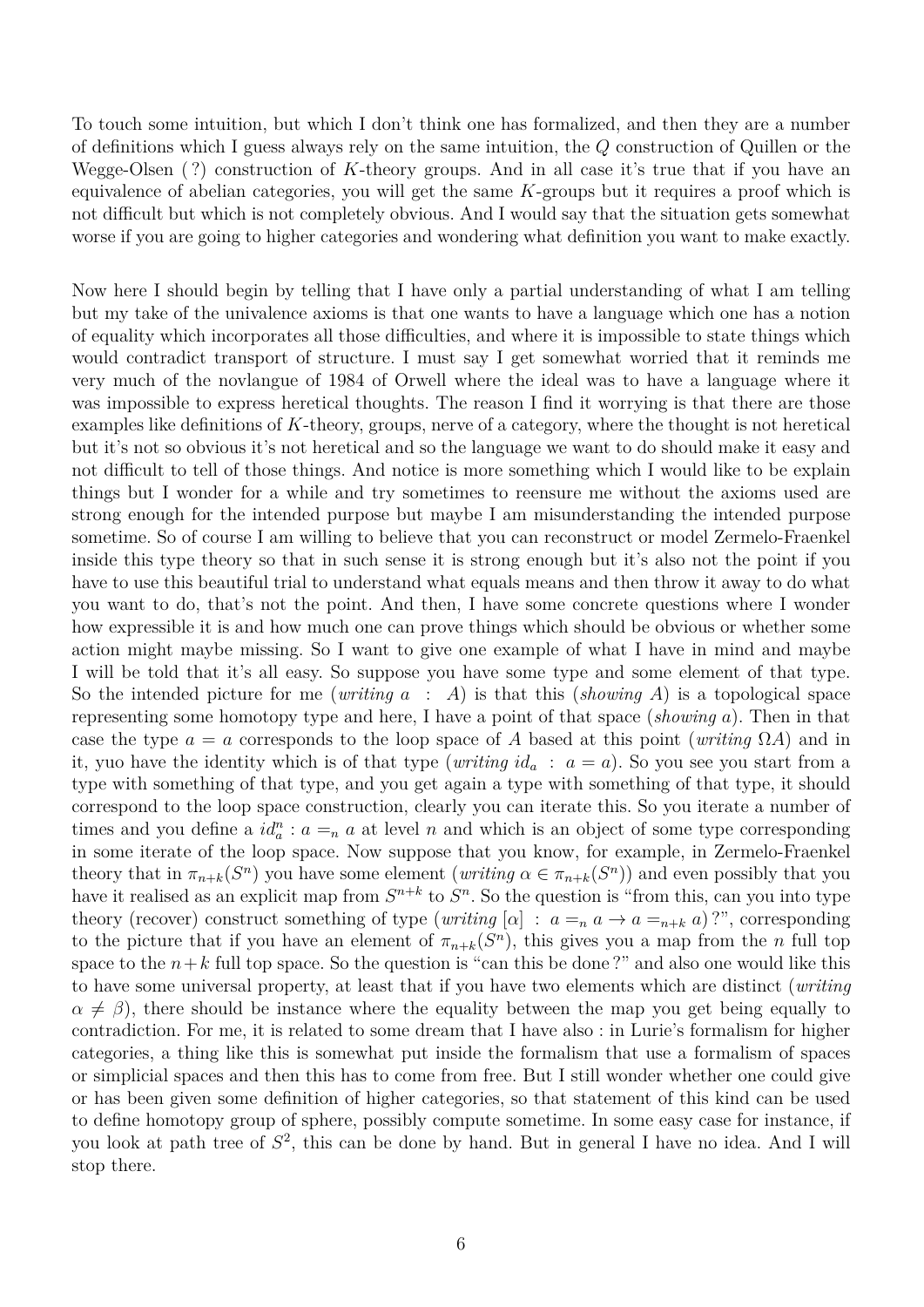To touch some intuition, but which I don't think one has formalized, and then they are a number of definitions which I guess always rely on the same intuition, the $Q$ construction of Quillen or the Wegge-Olsen (?) construction of $K$-theory groups. And in all case it's true that if you have an equivalence of abelian categories, you will get the same $K$-groups but it requires a proof which is not difficult but which is not completely obvious. And I would say that the situation gets somewhat worse if you are going to higher categories and wondering what definition you want to make exactly.

Now here I should begin by telling that I have only a partial understanding of what I am telling but my take of the univalence axioms is that one wants to have a language which one has a notion of equality which incorporates all those difficulties, and where it is impossible to state things which would contradict transport of structure. I must say I get somewhat worried that it reminds me very much of the novlangue of 1984 of Orwell where the ideal was to have a language where it was impossible to express heretical thoughts. The reason I find it worrying is that there are those examples like definitions of $K$-theory, groups, nerve of a category, where the thought is not heretical but it's not so obvious it's not heretical and so the language we want to do should make it easy and not difficult to tell of those things. And notice is more something which I would like to be explain things but I wonder for a while and try sometimes to reensure me without the axioms used are strong enough for the intended purpose but maybe I am misunderstanding the intended purpose sometime. So of course I am willing to believe that you can reconstruct or model Zermelo-Fraenkel inside this type theory so that in such sense it is strong enough but it's also not the point if you have to use this beautiful trial to understand what equals means and then throw it away to do what you want to do, that's not the point. And then, I have some concrete questions where I wonder how expressible it is and how much one can prove things which should be obvious or whether some action might maybe missing. So I want to give one example of what I have in mind and maybe I will be told that it's all easy. So suppose you have some type and some element of that type. So the intended picture for me (*writing* $a : A$) is that this (*showing* $A$) is a topological space representing some homotopy type and here, I have a point of that space (*showing* $a$). Then in that case the type $a = a$ corresponds to the loop space of $A$ based at this point (*writing* $\Omega A$) and in it, yuo have the identity which is of that type (*writing* $id_a : a = a$). So you see you start from a type with something of that type, and you get again a type with something of that type, it should correspond to the loop space construction, clearly you can iterate this. So you iterate a number of times and you define a $id_a^n : a =_n a$ at level $n$ and which is an object of some type corresponding in some iterate of the loop space. Now suppose that you know, for example, in Zermelo-Fraenkel theory that in $\pi_{n+k}(S^n)$ you have some element (*writing* $\alpha \in \pi_{n+k}(S^n)$) and even possibly that you have it realised as an explicit map from $S^{n+k}$ to $S^n$. So the question is "from this, can you into type theory (recover) construct something of type (*writing* $[\alpha] : a =_n a \to a =_{n+k} a$)?", corresponding to the picture that if you have an element of $\pi_{n+k}(S^n)$, this gives you a map from the $n$ full top space to the $n+k$ full top space. So the question is "can this be done?" and also one would like this to have some universal property, at least that if you have two elements which are distinct (*writing* $\alpha \neq \beta$), there should be instance where the equality between the map you get being equally to contradiction. For me, it is related to some dream that I have also : in Lurie's formalism for higher categories, a thing like this is somewhat put inside the formalism that use a formalism of spaces or simplicial spaces and then this has to come from free. But I still wonder whether one could give or has been given some definition of higher categories, so that statement of this kind can be used to define homotopy group of sphere, possibly compute sometime. In some easy case for instance, if you look at path tree of $S^2$, this can be done by hand. But in general I have no idea. And I will stop there.